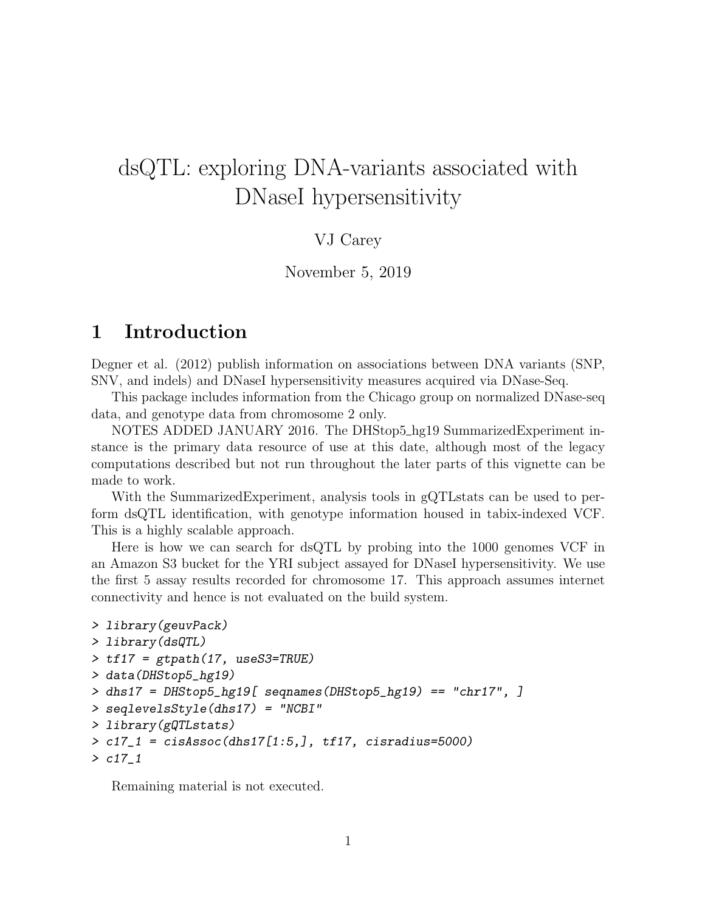# dsQTL: exploring DNA-variants associated with DNaseI hypersensitivity

VJ Carey

November 5, 2019

## 1 Introduction

Degner et al. (2012) publish information on associations between DNA variants (SNP, SNV, and indels) and DNaseI hypersensitivity measures acquired via DNase-Seq.

This package includes information from the Chicago group on normalized DNase-seq data, and genotype data from chromosome 2 only.

NOTES ADDED JANUARY 2016. The DHStop5_hg19 SummarizedExperiment instance is the primary data resource of use at this date, although most of the legacy computations described but not run throughout the later parts of this vignette can be made to work.

With the SummarizedExperiment, analysis tools in gQTLstats can be used to perform dsQTL identification, with genotype information housed in tabix-indexed VCF. This is a highly scalable approach.

Here is how we can search for dsQTL by probing into the 1000 genomes VCF in an Amazon S3 bucket for the YRI subject assayed for DNaseI hypersensitivity. We use the first 5 assay results recorded for chromosome 17. This approach assumes internet connectivity and hence is not evaluated on the build system.

```
> library(geuvPack)
> library(dsQTL)
> tf17 = gtpath(17, useS3=TRUE)
> data(DHStop5_hg19)
> dhs17 = DHStop5_hg19[ seqnames(DHStop5_hg19) == "chr17", ]
> seqlevelsStyle(dhs17) = "NCBI"
> library(gQTLstats)
> c17_1 = cisAssoc(dhs17[1:5,], tf17, cisradius=5000)
> c17_1
```

Remaining material is not executed.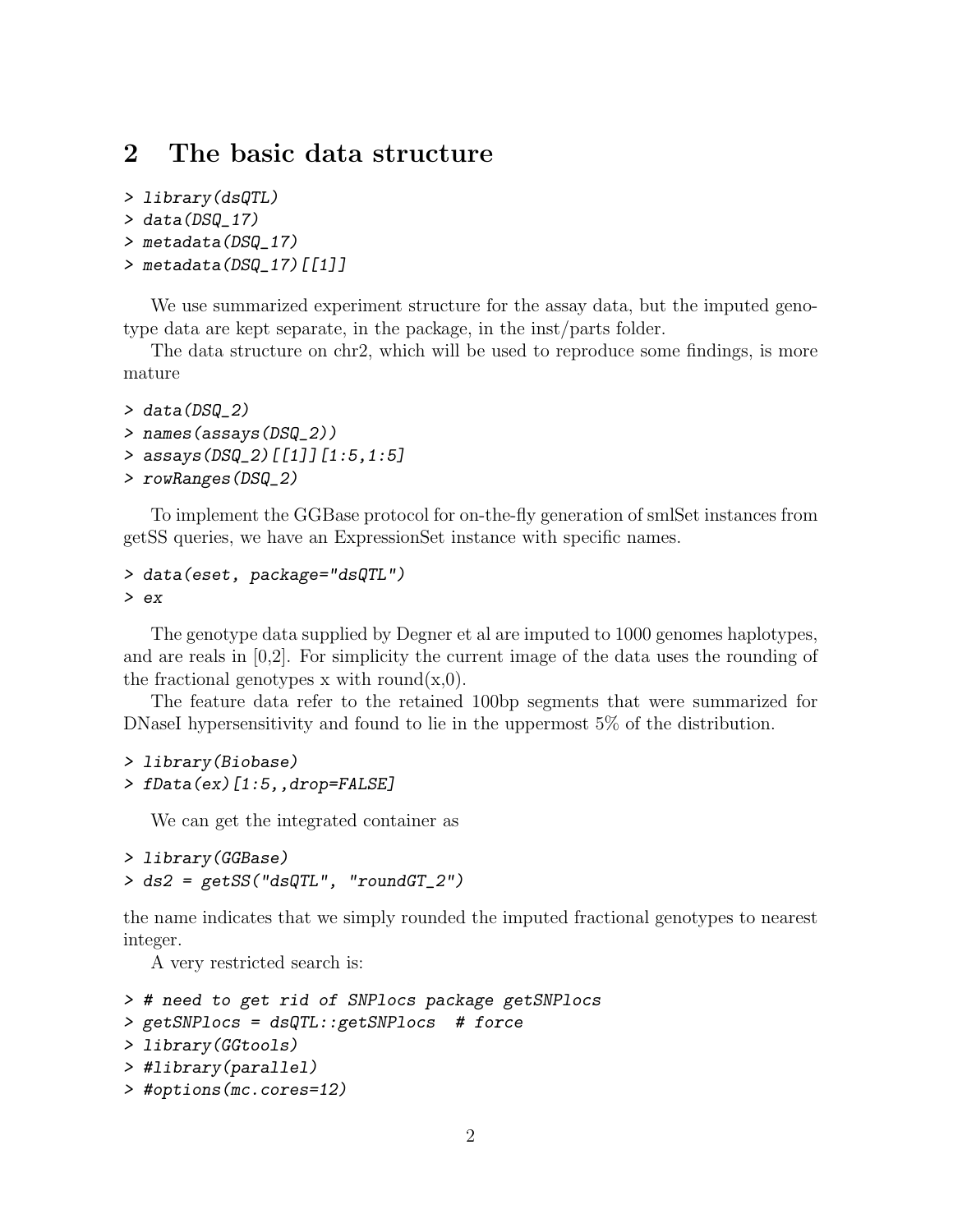## 2 The basic data structure

```
> library(dsQTL)
> data(DSQ_17)
> metadata(DSQ_17)
> metadata(DSQ_17)[[1]]
```

We use summarized experiment structure for the assay data, but the imputed genotype data are kept separate, in the package, in the inst/parts folder.

The data structure on chr2, which will be used to reproduce some findings, is more mature

```
> data(DSQ_2)
> names(assays(DSQ_2))
> assays(DSQ_2)[[1]][1:5,1:5]
> rowRanges(DSQ_2)
```

To implement the GGBase protocol for on-the-fly generation of smlSet instances from getSS queries, we have an ExpressionSet instance with specific names.

```
> data(eset, package="dsQTL")
> ex
```

The genotype data supplied by Degner et al are imputed to 1000 genomes haplotypes, and are reals in [0,2]. For simplicity the current image of the data uses the rounding of the fractional genotypes x with round(x,0).

The feature data refer to the retained 100bp segments that were summarized for DNaseI hypersensitivity and found to lie in the uppermost 5% of the distribution.

```
> library(Biobase)
> fData(ex)[1:5,,drop=FALSE]
```

We can get the integrated container as

```
> library(GGBase)
> ds2 = getSS("dsQTL", "roundGT_2")
```

the name indicates that we simply rounded the imputed fractional genotypes to nearest integer.

A very restricted search is:

```
> # need to get rid of SNPlocs package getSNPlocs
> getSNPlocs = dsQTL::getSNPlocs  # force
> library(GGtools)
> #library(parallel)
> #options(mc.cores=12)
```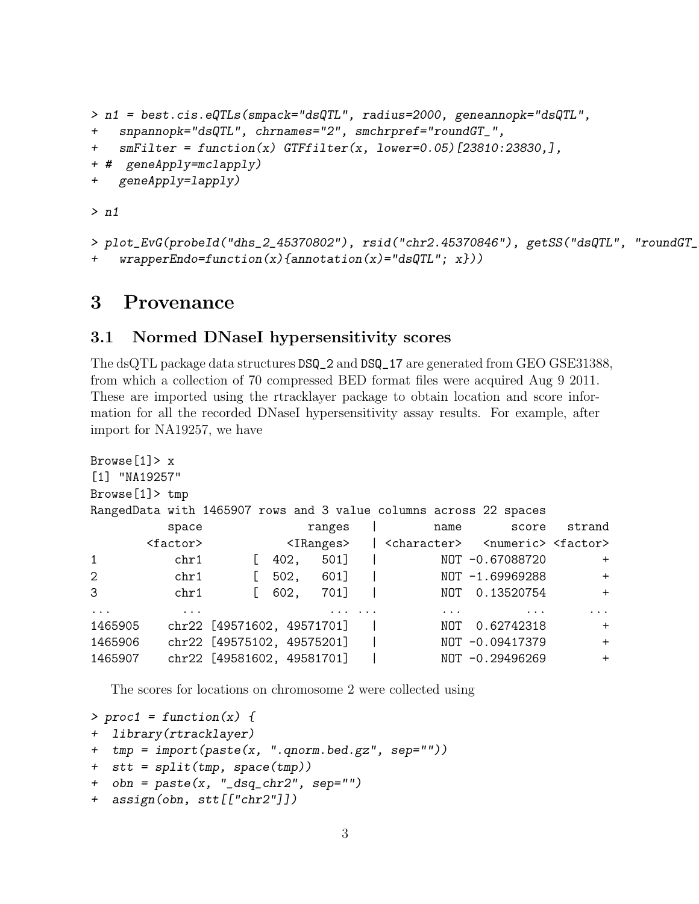```
> n1 = best.cis.eQTLs(smpack="dsQTL", radius=2000, geneannopk="dsQTL",
+    snpannopk="dsQTL", chrnames="2", smchrpref="roundGT_",
+    smFilter = function(x) GTFfilter(x, lower=0.05)[23810:23830,],
+ #  geneApply=mclapply)
+    geneApply=lapply)

> n1

> plot_EvG(probeId("dhs_2_45370802"), rsid("chr2.45370846"), getSS("dsQTL", "roundGT_
+    wrapperEndo=function(x){annotation(x)="dsQTL"; x}))
```

# 3 Provenance

## 3.1 Normed DNaseI hypersensitivity scores

The dsQTL package data structures DSQ_2 and DSQ_17 are generated from GEO GSE31388, from which a collection of 70 compressed BED format files were acquired Aug 9 2011. These are imported using the rtracklayer package to obtain location and score information for all the recorded DNaseI hypersensitivity assay results. For example, after import for NA19257, we have

```
Browse[1]> x
[1] "NA19257"
Browse[1]> tmp
RangedData with 1465907 rows and 3 value columns across 22 spaces
           space               ranges  |        name       score   strand
        <factor>            <IRanges>  | <character>   <numeric> <factor>
1           chr1       [  402,   501]  |         NOT -0.67088720        +
2           chr1       [  502,   601]  |         NOT -1.69969288        +
3           chr1       [  602,   701]  |         NOT  0.13520754        +
...          ...                  ... ...        ...         ...      ...
1465905    chr22 [49571602, 49571701]  |         NOT  0.62742318        +
1465906    chr22 [49575102, 49575201]  |         NOT -0.09417379        +
1465907    chr22 [49581602, 49581701]  |         NOT -0.29496269        +
```

The scores for locations on chromosome 2 were collected using

```
> proc1 = function(x) {
+  library(rtracklayer)
+  tmp = import(paste(x, ".qnorm.bed.gz", sep=""))
+  stt = split(tmp, space(tmp))
+  obn = paste(x, "_dsq_chr2", sep="")
+  assign(obn, stt[["chr2"]])
```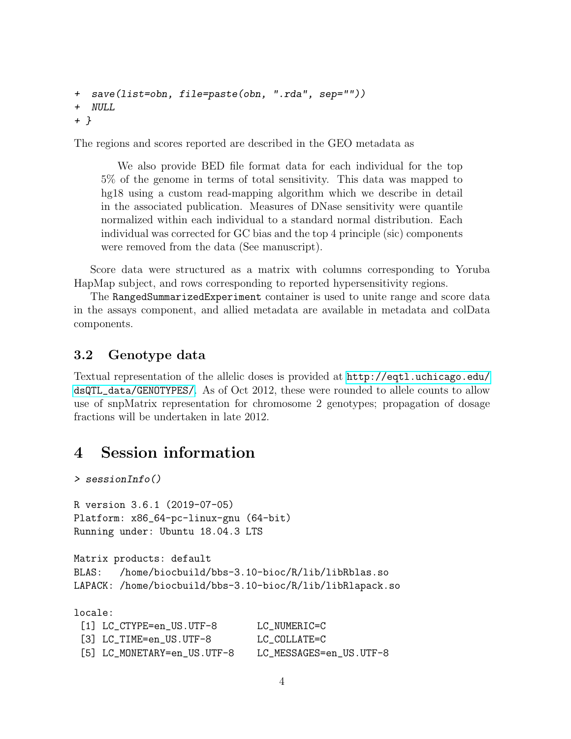```
+  save(list=obn, file=paste(obn, ".rda", sep=""))
+  NULL
+ }
```

The regions and scores reported are described in the GEO metadata as

> We also provide BED file format data for each individual for the top 5% of the genome in terms of total sensitivity. This data was mapped to hg18 using a custom read-mapping algorithm which we describe in detail in the associated publication. Measures of DNase sensitivity were quantile normalized within each individual to a standard normal distribution. Each individual was corrected for GC bias and the top 4 principle (sic) components were removed from the data (See manuscript).

Score data were structured as a matrix with columns corresponding to Yoruba HapMap subject, and rows corresponding to reported hypersensitivity regions.

The `RangedSummarizedExperiment` container is used to unite range and score data in the assays component, and allied metadata are available in metadata and colData components.

## 3.2 Genotype data

Textual representation of the allelic doses is provided at http://eqtl.uchicago.edu/dsQTL_data/GENOTYPES/. As of Oct 2012, these were rounded to allele counts to allow use of snpMatrix representation for chromosome 2 genotypes; propagation of dosage fractions will be undertaken in late 2012.

# 4 Session information

```
> sessionInfo()

R version 3.6.1 (2019-07-05)
Platform: x86_64-pc-linux-gnu (64-bit)
Running under: Ubuntu 18.04.3 LTS

Matrix products: default
BLAS:   /home/biocbuild/bbs-3.10-bioc/R/lib/libRblas.so
LAPACK: /home/biocbuild/bbs-3.10-bioc/R/lib/libRlapack.so

locale:
 [1] LC_CTYPE=en_US.UTF-8       LC_NUMERIC=C
 [3] LC_TIME=en_US.UTF-8        LC_COLLATE=C
 [5] LC_MONETARY=en_US.UTF-8    LC_MESSAGES=en_US.UTF-8
```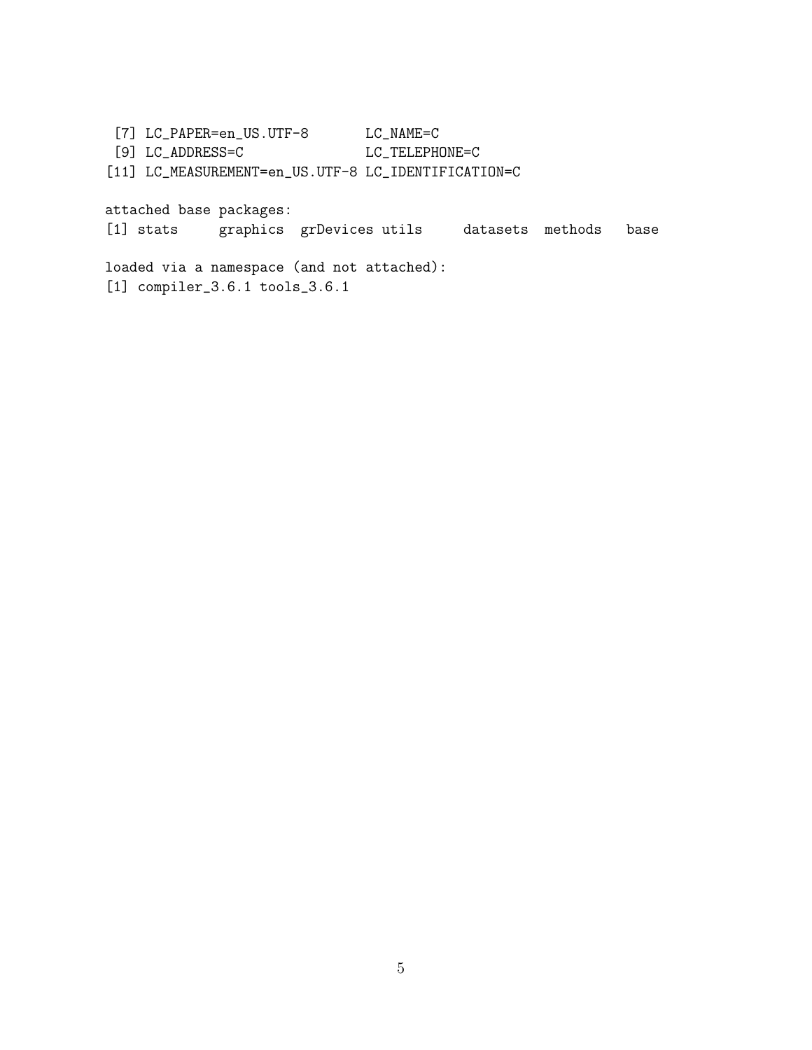```
 [7] LC_PAPER=en_US.UTF-8       LC_NAME=C
 [9] LC_ADDRESS=C               LC_TELEPHONE=C
[11] LC_MEASUREMENT=en_US.UTF-8 LC_IDENTIFICATION=C

attached base packages:
[1] stats     graphics  grDevices utils     datasets  methods   base

loaded via a namespace (and not attached):
[1] compiler_3.6.1 tools_3.6.1
```